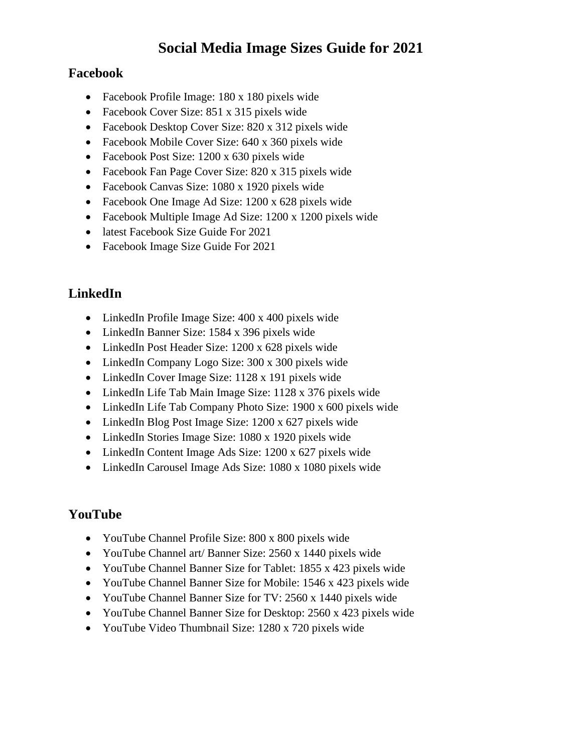# Social Media Image Sizes Guide for 2021

## Facebook

- Facebook Profile Image: 180 x 180 pixels wide
- Facebook Cover Size: 851 x 315 pixels wide
- Facebook Desktop Cover Size: 820 x 312 pixels wide
- Facebook Mobile Cover Size: 640 x 360 pixels wide
- Facebook Post Size: 1200 x 630 pixels wide
- Facebook Fan Page Cover Size: 820 x 315 pixels wide
- Facebook Canvas Size: 1080 x 1920 pixels wide
- Facebook One Image Ad Size: 1200 x 628 pixels wide
- Facebook Multiple Image Ad Size: 1200 x 1200 pixels wide
- latest Facebook Size Guide For 2021
- Facebook Image Size Guide For 2021

## LinkedIn

- LinkedIn Profile Image Size: 400 x 400 pixels wide
- LinkedIn Banner Size: 1584 x 396 pixels wide
- LinkedIn Post Header Size: 1200 x 628 pixels wide
- LinkedIn Company Logo Size: 300 x 300 pixels wide
- LinkedIn Cover Image Size: 1128 x 191 pixels wide
- LinkedIn Life Tab Main Image Size: 1128 x 376 pixels wide
- LinkedIn Life Tab Company Photo Size: 1900 x 600 pixels wide
- LinkedIn Blog Post Image Size: 1200 x 627 pixels wide
- LinkedIn Stories Image Size: 1080 x 1920 pixels wide
- LinkedIn Content Image Ads Size: 1200 x 627 pixels wide
- LinkedIn Carousel Image Ads Size: 1080 x 1080 pixels wide

## YouTube

- YouTube Channel Profile Size: 800 x 800 pixels wide
- YouTube Channel art/ Banner Size: 2560 x 1440 pixels wide
- YouTube Channel Banner Size for Tablet: 1855 x 423 pixels wide
- YouTube Channel Banner Size for Mobile: 1546 x 423 pixels wide
- YouTube Channel Banner Size for TV: 2560 x 1440 pixels wide
- YouTube Channel Banner Size for Desktop: 2560 x 423 pixels wide
- YouTube Video Thumbnail Size: 1280 x 720 pixels wide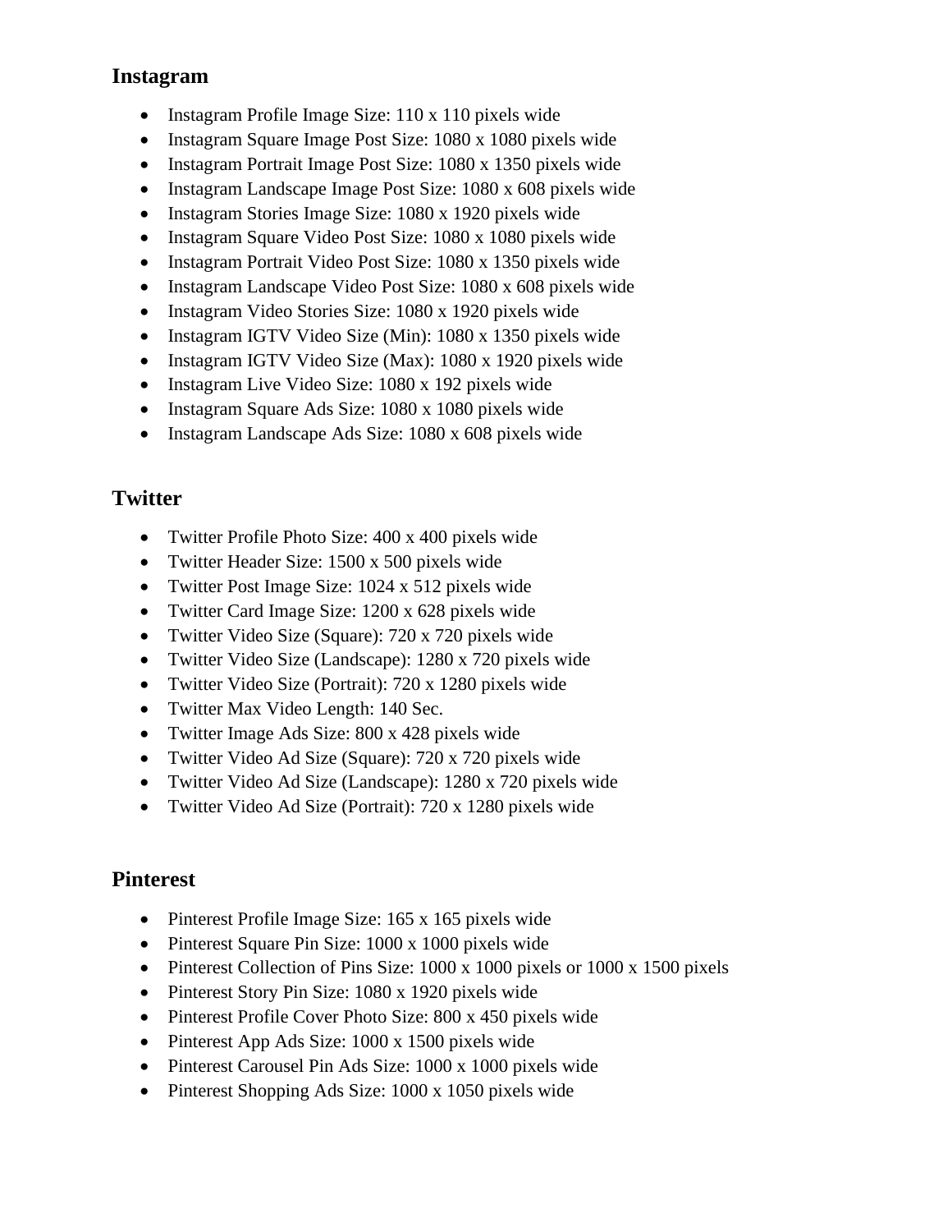## Instagram

- Instagram Profile Image Size: 110 x 110 pixels wide
- Instagram Square Image Post Size: 1080 x 1080 pixels wide
- Instagram Portrait Image Post Size: 1080 x 1350 pixels wide
- Instagram Landscape Image Post Size: 1080 x 608 pixels wide
- Instagram Stories Image Size: 1080 x 1920 pixels wide
- Instagram Square Video Post Size: 1080 x 1080 pixels wide
- Instagram Portrait Video Post Size: 1080 x 1350 pixels wide
- Instagram Landscape Video Post Size: 1080 x 608 pixels wide
- Instagram Video Stories Size: 1080 x 1920 pixels wide
- Instagram IGTV Video Size (Min): 1080 x 1350 pixels wide
- Instagram IGTV Video Size (Max): 1080 x 1920 pixels wide
- Instagram Live Video Size: 1080 x 192 pixels wide
- Instagram Square Ads Size: 1080 x 1080 pixels wide
- Instagram Landscape Ads Size: 1080 x 608 pixels wide

## Twitter

- Twitter Profile Photo Size: 400 x 400 pixels wide
- Twitter Header Size: 1500 x 500 pixels wide
- Twitter Post Image Size: 1024 x 512 pixels wide
- Twitter Card Image Size: 1200 x 628 pixels wide
- Twitter Video Size (Square): 720 x 720 pixels wide
- Twitter Video Size (Landscape): 1280 x 720 pixels wide
- Twitter Video Size (Portrait): 720 x 1280 pixels wide
- Twitter Max Video Length: 140 Sec.
- Twitter Image Ads Size: 800 x 428 pixels wide
- Twitter Video Ad Size (Square): 720 x 720 pixels wide
- Twitter Video Ad Size (Landscape): 1280 x 720 pixels wide
- Twitter Video Ad Size (Portrait): 720 x 1280 pixels wide

## Pinterest

- Pinterest Profile Image Size: 165 x 165 pixels wide
- Pinterest Square Pin Size: 1000 x 1000 pixels wide
- Pinterest Collection of Pins Size: 1000 x 1000 pixels or 1000 x 1500 pixels
- Pinterest Story Pin Size: 1080 x 1920 pixels wide
- Pinterest Profile Cover Photo Size: 800 x 450 pixels wide
- Pinterest App Ads Size: 1000 x 1500 pixels wide
- Pinterest Carousel Pin Ads Size: 1000 x 1000 pixels wide
- Pinterest Shopping Ads Size: 1000 x 1050 pixels wide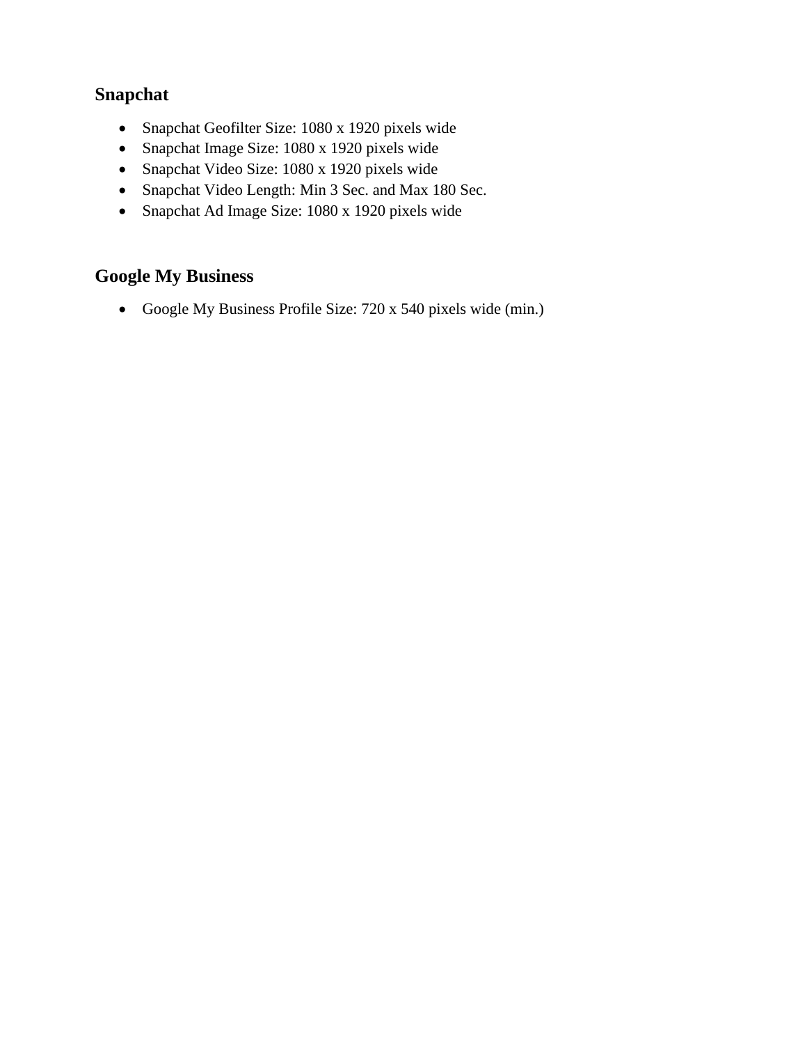## Snapchat

- Snapchat Geofilter Size: 1080 x 1920 pixels wide
- Snapchat Image Size: 1080 x 1920 pixels wide
- Snapchat Video Size: 1080 x 1920 pixels wide
- Snapchat Video Length: Min 3 Sec. and Max 180 Sec.
- Snapchat Ad Image Size: 1080 x 1920 pixels wide

## Google My Business

- Google My Business Profile Size: 720 x 540 pixels wide (min.)